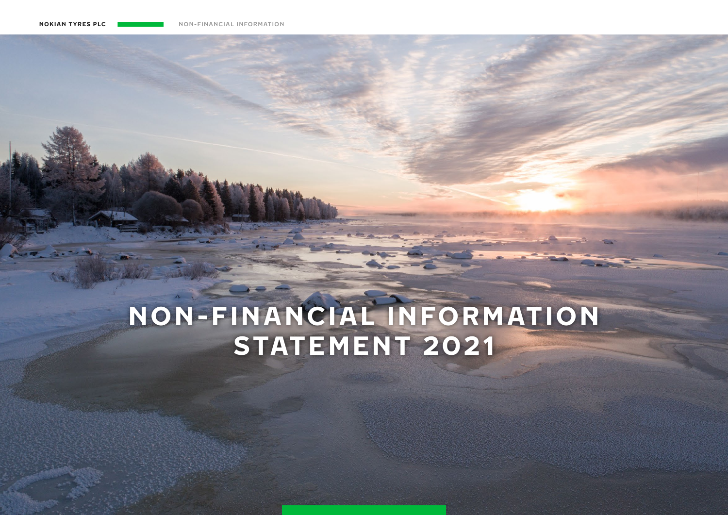# NON-FINANCIAL INFORMATION STATEMENT 2021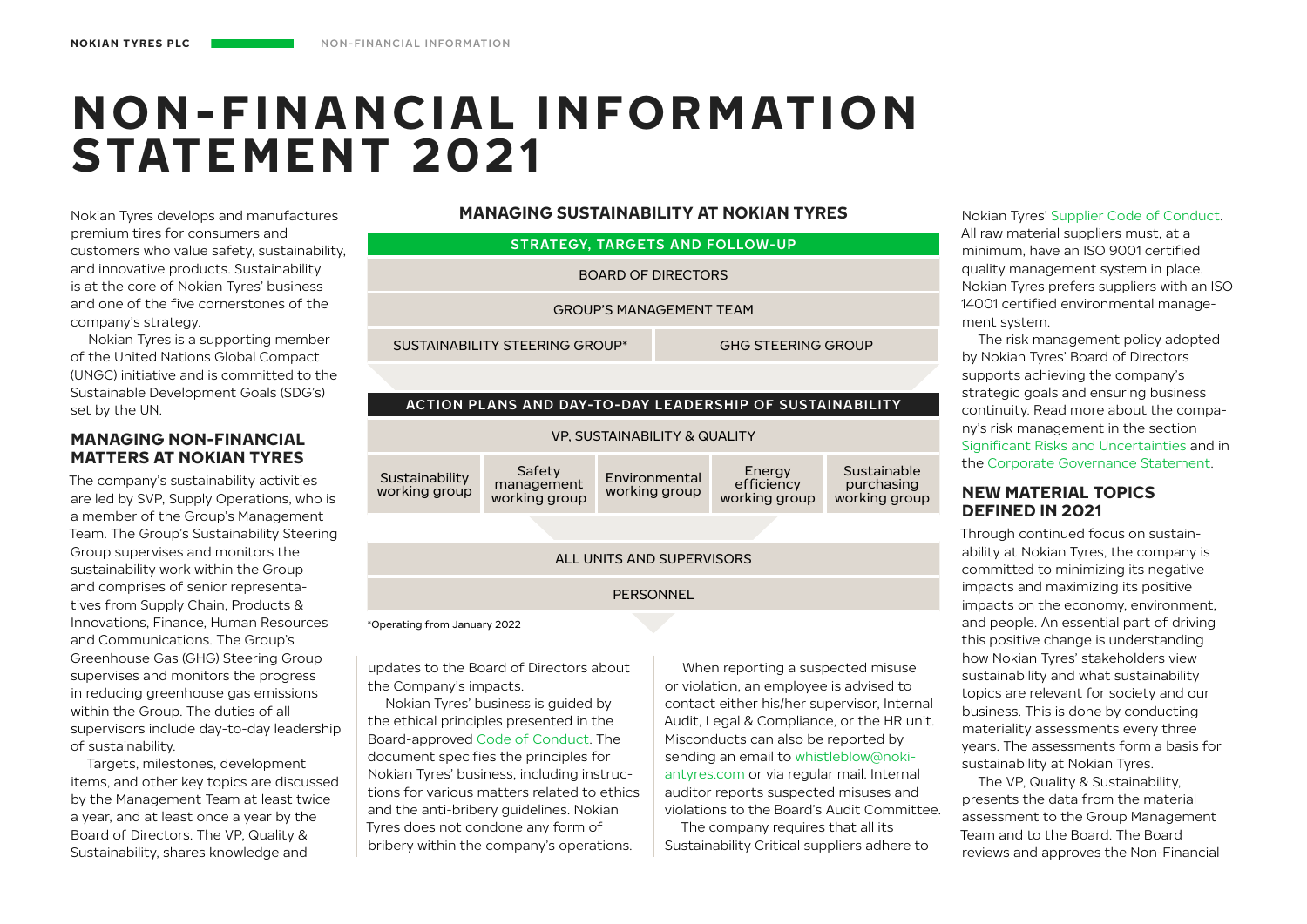# NON-FINANCIAL INFORMATION STATEMENT 2021

Nokian Tyres develops and manufactures premium tires for consumers and customers who value safety, sustainability, and innovative products. Sustainability is at the core of Nokian Tyres' business and one of the five cornerstones of the company's strategy.

Nokian Tyres is a supporting member of the United Nations Global Compact (UNGC) initiative and is committed to the Sustainable Development Goals (SDG's) set by the UN.

## MANAGING NON-FINANCIAL MATTERS AT NOKIAN TYRES

The company's sustainability activities are led by SVP, Supply Operations, who is a member of the Group's Management Team. The Group's Sustainability Steering Group supervises and monitors the sustainability work within the Group and comprises of senior representatives from Supply Chain, Products & Innovations, Finance, Human Resources and Communications. The Group's Greenhouse Gas (GHG) Steering Group supervises and monitors the progress in reducing greenhouse gas emissions within the Group. The duties of all supervisors include day-to-day leadership of sustainability.

Targets, milestones, development items, and other key topics are discussed by the Management Team at least twice a year, and at least once a year by the Board of Directors. The VP, Quality & Sustainability, shares knowledge and updates to the Board of Directors about the Company's impacts.

**MANAGING SUSTAINABILITY AT NOKIAN TYRES**

**STRATEGY, TARGETS AND FOLLOW-UP**

- BOARD OF DIRECTORS
- GROUP'S MANAGEMENT TEAM
- SUSTAINABILITY STEERING GROUP* | GHG STEERING GROUP

**ACTION PLANS AND DAY-TO-DAY LEADERSHIP OF SUSTAINABILITY**

- VP, SUSTAINABILITY & QUALITY
- Sustainability working group | Safety management working group | Environmental working group | Energy efficiency working group | Sustainable purchasing working group
- ALL UNITS AND SUPERVISORS
- PERSONNEL

*Operating from January 2022

Nokian Tyres' business is guided by the ethical principles presented in the Board-approved Code of Conduct. The document specifies the principles for Nokian Tyres' business, including instructions for various matters related to ethics and the anti-bribery guidelines. Nokian Tyres does not condone any form of bribery within the company's operations.

When reporting a suspected misuse or violation, an employee is advised to contact either his/her supervisor, Internal Audit, Legal & Compliance, or the HR unit. Misconducts can also be reported by sending an email to whistleblow@nokiantyres.com or via regular mail. Internal auditor reports suspected misuses and violations to the Board's Audit Committee.

The company requires that all its Sustainability Critical suppliers adhere to Nokian Tyres' Supplier Code of Conduct. All raw material suppliers must, at a minimum, have an ISO 9001 certified quality management system in place. Nokian Tyres prefers suppliers with an ISO 14001 certified environmental management system.

The risk management policy adopted by Nokian Tyres' Board of Directors supports achieving the company's strategic goals and ensuring business continuity. Read more about the company's risk management in the section Significant Risks and Uncertainties and in the Corporate Governance Statement.

## NEW MATERIAL TOPICS DEFINED IN 2021

Through continued focus on sustainability at Nokian Tyres, the company is committed to minimizing its negative impacts and maximizing its positive impacts on the economy, environment, and people. An essential part of driving this positive change is understanding how Nokian Tyres' stakeholders view sustainability and what sustainability topics are relevant for society and our business. This is done by conducting materiality assessments every three years. The assessments form a basis for sustainability at Nokian Tyres.

The VP, Quality & Sustainability, presents the data from the material assessment to the Group Management Team and to the Board. The Board reviews and approves the Non-Financial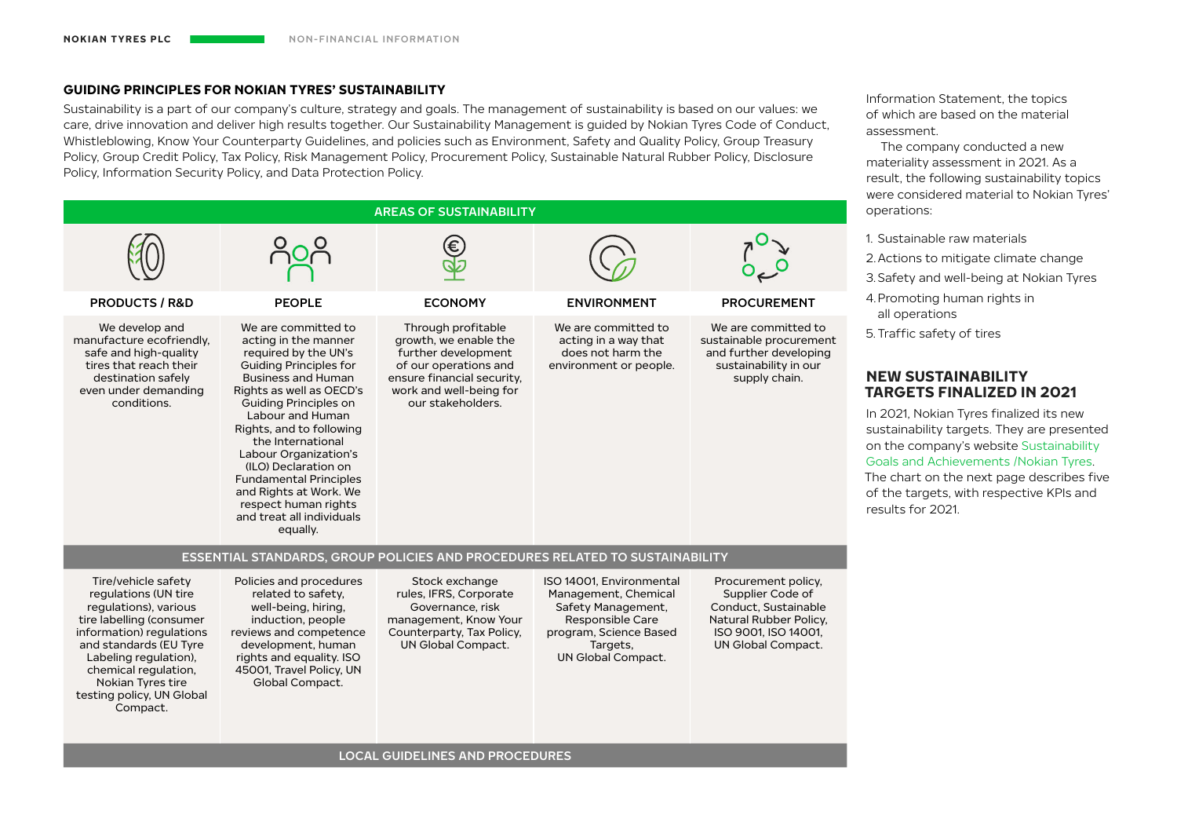## GUIDING PRINCIPLES FOR NOKIAN TYRES' SUSTAINABILITY

Sustainability is a part of our company's culture, strategy and goals. The management of sustainability is based on our values: we care, drive innovation and deliver high results together. Our Sustainability Management is guided by Nokian Tyres Code of Conduct, Whistleblowing, Know Your Counterparty Guidelines, and policies such as Environment, Safety and Quality Policy, Group Treasury Policy, Group Credit Policy, Tax Policy, Risk Management Policy, Procurement Policy, Sustainable Natural Rubber Policy, Disclosure Policy, Information Security Policy, and Data Protection Policy.

| AREAS OF SUSTAINABILITY | | | | |
|---|---|---|---|---|
| **PRODUCTS / R&D** | **PEOPLE** | **ECONOMY** | **ENVIRONMENT** | **PROCUREMENT** |
| We develop and manufacture ecofriendly, safe and high-quality tires that reach their destination safely even under demanding conditions. | We are committed to acting in the manner required by the UN's Guiding Principles for Business and Human Rights as well as OECD's Guiding Principles on Labour and Human Rights, and to following the International Labour Organization's (ILO) Declaration on Fundamental Principles and Rights at Work. We respect human rights and treat all individuals equally. | Through profitable growth, we enable the further development of our operations and ensure financial security, work and well-being for our stakeholders. | We are committed to acting in a way that does not harm the environment or people. | We are committed to sustainable procurement and further developing sustainability in our supply chain. |
| **ESSENTIAL STANDARDS, GROUP POLICIES AND PROCEDURES RELATED TO SUSTAINABILITY** | | | | |
| Tire/vehicle safety regulations (UN tire regulations), various tire labelling (consumer information) regulations and standards (EU Tyre Labeling regulation), chemical regulation, Nokian Tyres tire testing policy, UN Global Compact. | Policies and procedures related to safety, well-being, hiring, induction, people reviews and competence development, human rights and equality. ISO 45001, Travel Policy, UN Global Compact. | Stock exchange rules, IFRS, Corporate Governance, risk management, Know Your Counterparty, Tax Policy, UN Global Compact. | ISO 14001, Environmental Management, Chemical Safety Management, Responsible Care program, Science Based Targets, UN Global Compact. | Procurement policy, Supplier Code of Conduct, Sustainable Natural Rubber Policy, ISO 9001, ISO 14001, UN Global Compact. |
| **LOCAL GUIDELINES AND PROCEDURES** | | | | |

Information Statement, the topics of which are based on the material assessment.

The company conducted a new materiality assessment in 2021. As a result, the following sustainability topics were considered material to Nokian Tyres' operations:

1. Sustainable raw materials
2. Actions to mitigate climate change
3. Safety and well-being at Nokian Tyres
4. Promoting human rights in all operations
5. Traffic safety of tires

## NEW SUSTAINABILITY TARGETS FINALIZED IN 2021

In 2021, Nokian Tyres finalized its new sustainability targets. They are presented on the company's website Sustainability Goals and Achievements /Nokian Tyres. The chart on the next page describes five of the targets, with respective KPIs and results for 2021.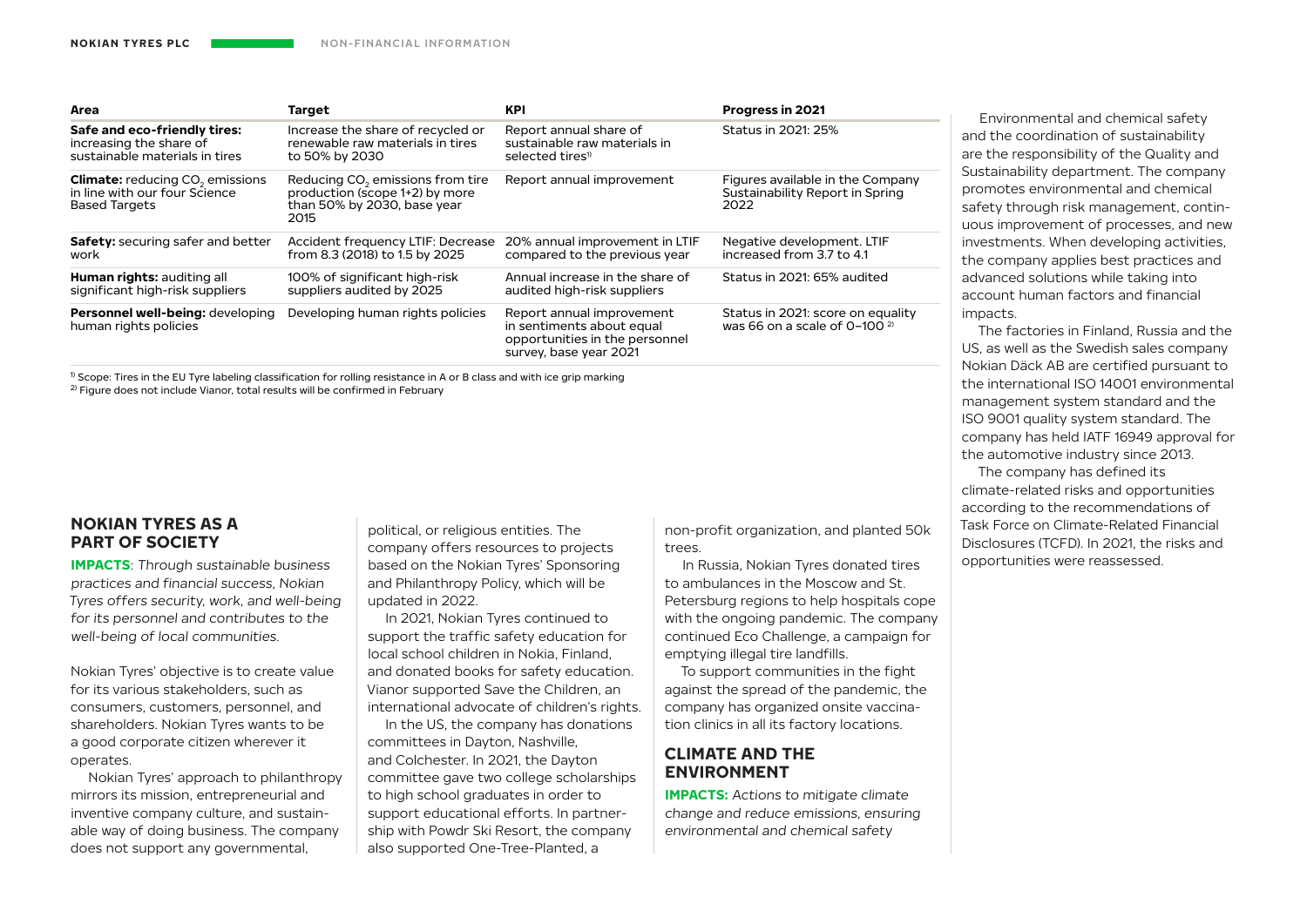| Area | Target | KPI | Progress in 2021 |
|---|---|---|---|
| **Safe and eco-friendly tires:** increasing the share of sustainable materials in tires | Increase the share of recycled or renewable raw materials in tires to 50% by 2030 | Report annual share of sustainable raw materials in selected tires[1] | Status in 2021: 25% |
| **Climate:** reducing $CO_2$ emissions in line with our four Science Based Targets | Reducing $CO_2$ emissions from tire production (scope 1+2) by more than 50% by 2030, base year 2015 | Report annual improvement | Figures available in the Company Sustainability Report in Spring 2022 |
| **Safety:** securing safer and better work | Accident frequency LTIF: Decrease from 8.3 (2018) to 1.5 by 2025 | 20% annual improvement in LTIF compared to the previous year | Negative development. LTIF increased from 3.7 to 4.1 |
| **Human rights:** auditing all significant high-risk suppliers | 100% of significant high-risk suppliers audited by 2025 | Annual increase in the share of audited high-risk suppliers | Status in 2021: 65% audited |
| **Personnel well-being:** developing human rights policies | Developing human rights policies | Report annual improvement in sentiments about equal opportunities in the personnel survey, base year 2021 | Status in 2021: score on equality was 66 on a scale of 0–100 [2] |

[1] Scope: Tires in the EU Tyre labeling classification for rolling resistance in A or B class and with ice grip marking
[2] Figure does not include Vianor, total results will be confirmed in February

## NOKIAN TYRES AS A PART OF SOCIETY

**IMPACTS**: *Through sustainable business practices and financial success, Nokian Tyres offers security, work, and well-being for its personnel and contributes to the well-being of local communities.*

Nokian Tyres' objective is to create value for its various stakeholders, such as consumers, customers, personnel, and shareholders. Nokian Tyres wants to be a good corporate citizen wherever it operates.

Nokian Tyres' approach to philanthropy mirrors its mission, entrepreneurial and inventive company culture, and sustainable way of doing business. The company does not support any governmental, political, or religious entities. The company offers resources to projects based on the Nokian Tyres' Sponsoring and Philanthropy Policy, which will be updated in 2022.

In 2021, Nokian Tyres continued to support the traffic safety education for local school children in Nokia, Finland, and donated books for safety education. Vianor supported Save the Children, an international advocate of children's rights.

In the US, the company has donations committees in Dayton, Nashville, and Colchester. In 2021, the Dayton committee gave two college scholarships to high school graduates in order to support educational efforts. In partnership with Powdr Ski Resort, the company also supported One-Tree-Planted, a non-profit organization, and planted 50k trees.

In Russia, Nokian Tyres donated tires to ambulances in the Moscow and St. Petersburg regions to help hospitals cope with the ongoing pandemic. The company continued Eco Challenge, a campaign for emptying illegal tire landfills.

To support communities in the fight against the spread of the pandemic, the company has organized onsite vaccination clinics in all its factory locations.

## CLIMATE AND THE ENVIRONMENT

**IMPACTS:** *Actions to mitigate climate change and reduce emissions, ensuring environmental and chemical safety*

Environmental and chemical safety and the coordination of sustainability are the responsibility of the Quality and Sustainability department. The company promotes environmental and chemical safety through risk management, continuous improvement of processes, and new investments. When developing activities, the company applies best practices and advanced solutions while taking into account human factors and financial impacts.

The factories in Finland, Russia and the US, as well as the Swedish sales company Nokian Däck AB are certified pursuant to the international ISO 14001 environmental management system standard and the ISO 9001 quality system standard. The company has held IATF 16949 approval for the automotive industry since 2013.

The company has defined its climate-related risks and opportunities according to the recommendations of Task Force on Climate-Related Financial Disclosures (TCFD). In 2021, the risks and opportunities were reassessed.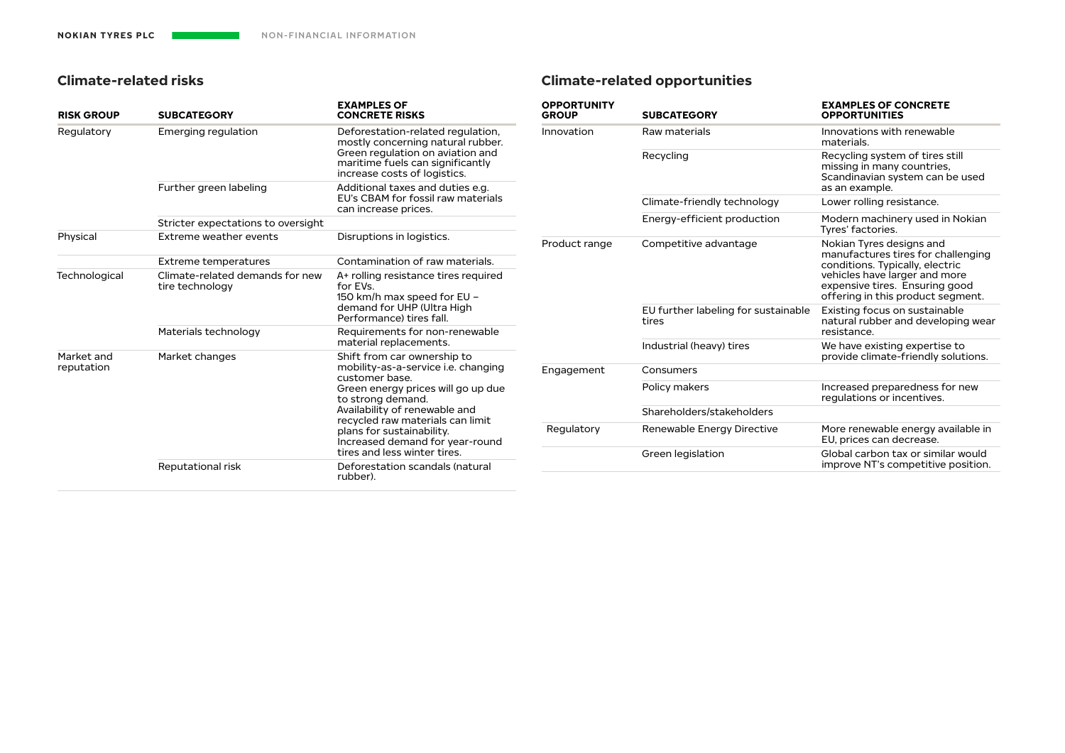## Climate-related risks

| RISK GROUP | SUBCATEGORY | EXAMPLES OF CONCRETE RISKS |
|---|---|---|
| Regulatory | Emerging regulation | Deforestation-related regulation, mostly concerning natural rubber. Green regulation on aviation and maritime fuels can significantly increase costs of logistics. |
| | Further green labeling | Additional taxes and duties e.g. EU's CBAM for fossil raw materials can increase prices. |
| | Stricter expectations to oversight | |
| Physical | Extreme weather events | Disruptions in logistics. |
| | Extreme temperatures | Contamination of raw materials. |
| Technological | Climate-related demands for new tire technology | A+ rolling resistance tires required for EVs. 150 km/h max speed for EU – demand for UHP (Ultra High Performance) tires fall. |
| | Materials technology | Requirements for non-renewable material replacements. |
| Market and reputation | Market changes | Shift from car ownership to mobility-as-a-service i.e. changing customer base. Green energy prices will go up due to strong demand. Availability of renewable and recycled raw materials can limit plans for sustainability. Increased demand for year-round tires and less winter tires. |
| | Reputational risk | Deforestation scandals (natural rubber). |

## Climate-related opportunities

| OPPORTUNITY GROUP | SUBCATEGORY | EXAMPLES OF CONCRETE OPPORTUNITIES |
|---|---|---|
| Innovation | Raw materials | Innovations with renewable materials. |
| | Recycling | Recycling system of tires still missing in many countries, Scandinavian system can be used as an example. |
| | Climate-friendly technology | Lower rolling resistance. |
| | Energy-efficient production | Modern machinery used in Nokian Tyres' factories. |
| Product range | Competitive advantage | Nokian Tyres designs and manufactures tires for challenging conditions. Typically, electric vehicles have larger and more expensive tires. Ensuring good offering in this product segment. |
| | EU further labeling for sustainable tires | Existing focus on sustainable natural rubber and developing wear resistance. |
| | Industrial (heavy) tires | We have existing expertise to provide climate-friendly solutions. |
| Engagement | Consumers | |
| | Policy makers | Increased preparedness for new regulations or incentives. |
| | Shareholders/stakeholders | |
| Regulatory | Renewable Energy Directive | More renewable energy available in EU, prices can decrease. |
| | Green legislation | Global carbon tax or similar would improve NT's competitive position. |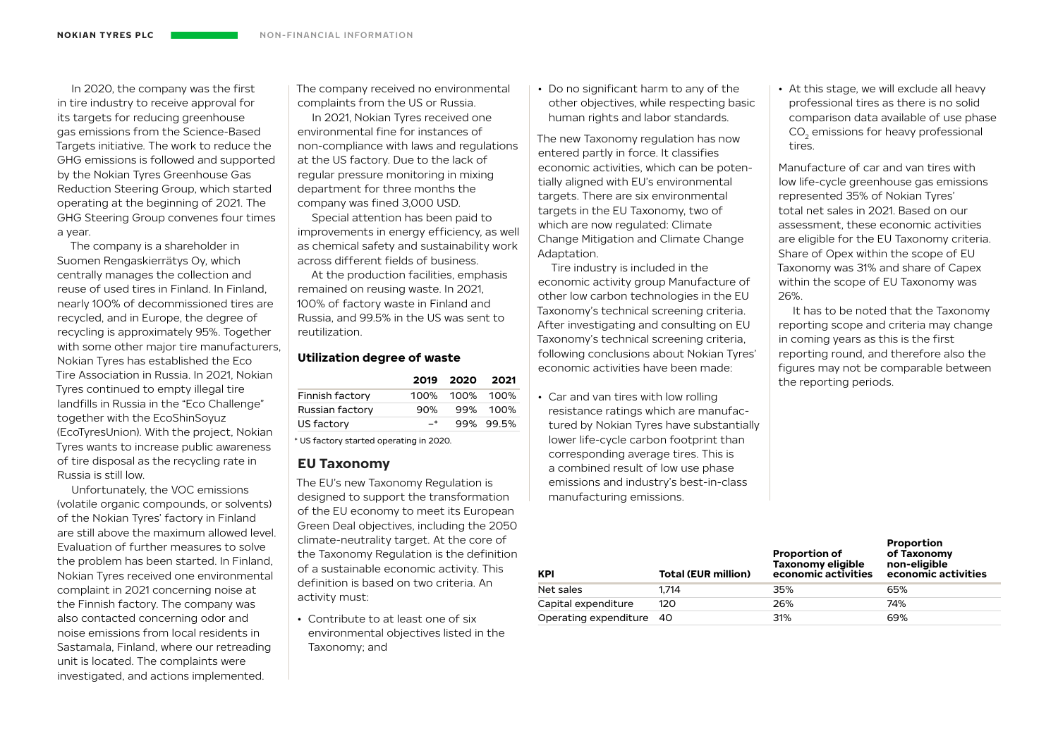In 2020, the company was the first in tire industry to receive approval for its targets for reducing greenhouse gas emissions from the Science-Based Targets initiative. The work to reduce the GHG emissions is followed and supported by the Nokian Tyres Greenhouse Gas Reduction Steering Group, which started operating at the beginning of 2021. The GHG Steering Group convenes four times a year.

The company is a shareholder in Suomen Rengaskierrätys Oy, which centrally manages the collection and reuse of used tires in Finland. In Finland, nearly 100% of decommissioned tires are recycled, and in Europe, the degree of recycling is approximately 95%. Together with some other major tire manufacturers, Nokian Tyres has established the Eco Tire Association in Russia. In 2021, Nokian Tyres continued to empty illegal tire landfills in Russia in the "Eco Challenge" together with the EcoShinSoyuz (EcoTyresUnion). With the project, Nokian Tyres wants to increase public awareness of tire disposal as the recycling rate in Russia is still low.

Unfortunately, the VOC emissions (volatile organic compounds, or solvents) of the Nokian Tyres' factory in Finland are still above the maximum allowed level. Evaluation of further measures to solve the problem has been started. In Finland, Nokian Tyres received one environmental complaint in 2021 concerning noise at the Finnish factory. The company was also contacted concerning odor and noise emissions from local residents in Sastamala, Finland, where our retreading unit is located. The complaints were investigated, and actions implemented.

The company received no environmental complaints from the US or Russia.

In 2021, Nokian Tyres received one environmental fine for instances of non-compliance with laws and regulations at the US factory. Due to the lack of regular pressure monitoring in mixing department for three months the company was fined 3,000 USD.

Special attention has been paid to improvements in energy efficiency, as well as chemical safety and sustainability work across different fields of business.

At the production facilities, emphasis remained on reusing waste. In 2021, 100% of factory waste in Finland and Russia, and 99.5% in the US was sent to reutilization.

### Utilization degree of waste

| | 2019 | 2020 | 2021 |
|---|---|---|---|
| Finnish factory | 100% | 100% | 100% |
| Russian factory | 90% | 99% | 100% |
| US factory | –* | 99% | 99.5% |

* US factory started operating in 2020.

## EU Taxonomy

The EU's new Taxonomy Regulation is designed to support the transformation of the EU economy to meet its European Green Deal objectives, including the 2050 climate-neutrality target. At the core of the Taxonomy Regulation is the definition of a sustainable economic activity. This definition is based on two criteria. An activity must:

- Contribute to at least one of six environmental objectives listed in the Taxonomy; and
- Do no significant harm to any of the other objectives, while respecting basic human rights and labor standards.

The new Taxonomy regulation has now entered partly in force. It classifies economic activities, which can be potentially aligned with EU's environmental targets. There are six environmental targets in the EU Taxonomy, two of which are now regulated: Climate Change Mitigation and Climate Change Adaptation.

Tire industry is included in the economic activity group Manufacture of other low carbon technologies in the EU Taxonomy's technical screening criteria. After investigating and consulting on EU Taxonomy's technical screening criteria, following conclusions about Nokian Tyres' economic activities have been made:

- Car and van tires with low rolling resistance ratings which are manufactured by Nokian Tyres have substantially lower life-cycle carbon footprint than corresponding average tires. This is a combined result of low use phase emissions and industry's best-in-class manufacturing emissions.
- At this stage, we will exclude all heavy professional tires as there is no solid comparison data available of use phase $CO_2$ emissions for heavy professional tires.

Manufacture of car and van tires with low life-cycle greenhouse gas emissions represented 35% of Nokian Tyres' total net sales in 2021. Based on our assessment, these economic activities are eligible for the EU Taxonomy criteria. Share of Opex within the scope of EU Taxonomy was 31% and share of Capex within the scope of EU Taxonomy was 26%.

It has to be noted that the Taxonomy reporting scope and criteria may change in coming years as this is the first reporting round, and therefore also the figures may not be comparable between the reporting periods.

| KPI | Total (EUR million) | Proportion of Taxonomy eligible economic activities | Proportion of Taxonomy non-eligible economic activities |
|---|---|---|---|
| Net sales | 1,714 | 35% | 65% |
| Capital expenditure | 120 | 26% | 74% |
| Operating expenditure | 40 | 31% | 69% |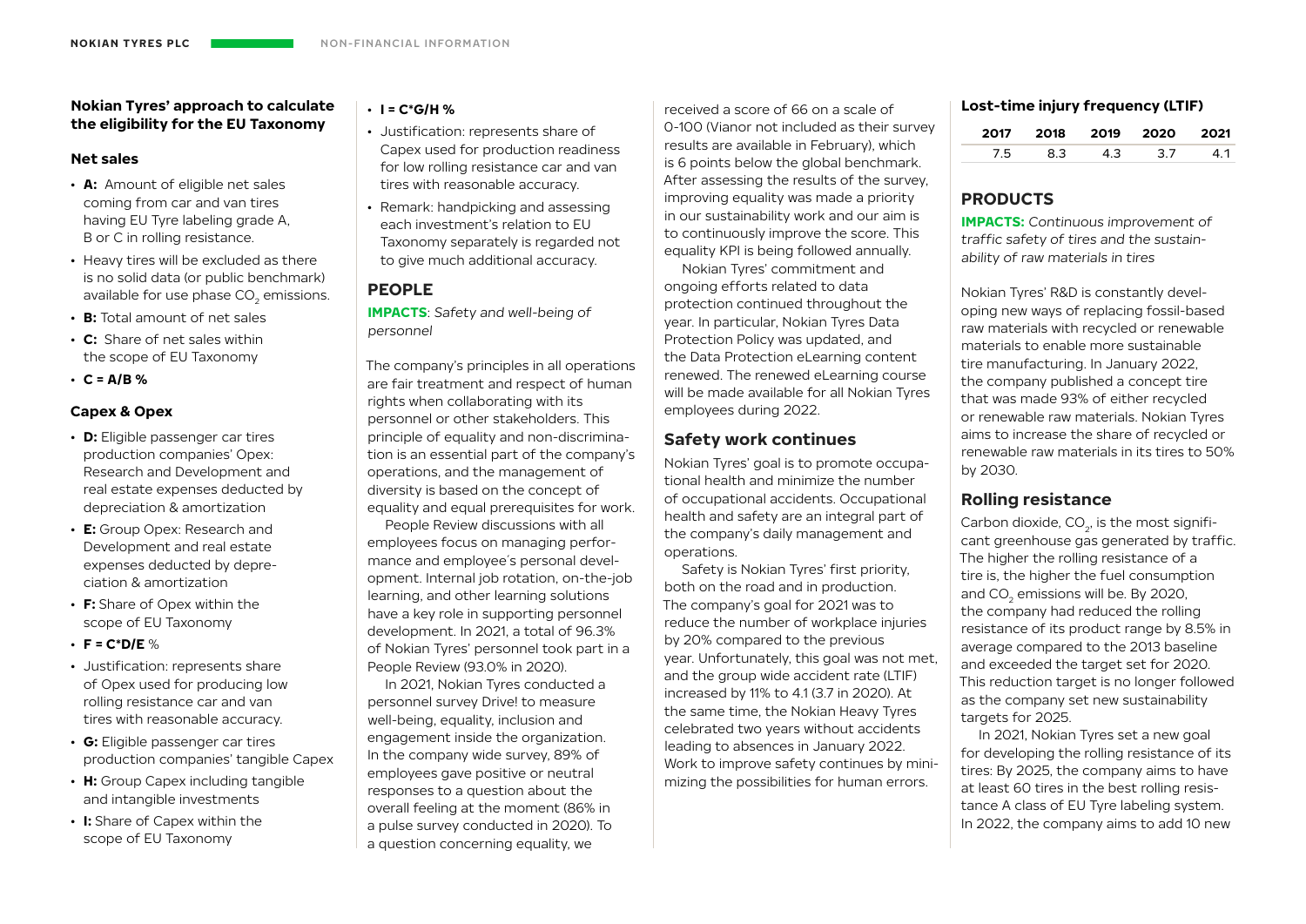### Nokian Tyres' approach to calculate the eligibility for the EU Taxonomy

#### Net sales

- **A:** Amount of eligible net sales coming from car and van tires having EU Tyre labeling grade A, B or C in rolling resistance.
- Heavy tires will be excluded as there is no solid data (or public benchmark) available for use phase $CO_2$ emissions.
- **B:** Total amount of net sales
- **C:** Share of net sales within the scope of EU Taxonomy
- **C = A/B %**

#### Capex & Opex

- **D:** Eligible passenger car tires production companies' Opex: Research and Development and real estate expenses deducted by depreciation & amortization
- **E:** Group Opex: Research and Development and real estate expenses deducted by depreciation & amortization
- **F:** Share of Opex within the scope of EU Taxonomy
- **F = C*D/E** %
- Justification: represents share of Opex used for producing low rolling resistance car and van tires with reasonable accuracy.
- **G:** Eligible passenger car tires production companies' tangible Capex
- **H:** Group Capex including tangible and intangible investments
- **I:** Share of Capex within the scope of EU Taxonomy
- **I = C*G/H %**
- Justification: represents share of Capex used for production readiness for low rolling resistance car and van tires with reasonable accuracy.
- Remark: handpicking and assessing each investment's relation to EU Taxonomy separately is regarded not to give much additional accuracy.

## PEOPLE

**IMPACTS**: *Safety and well-being of personnel*

The company's principles in all operations are fair treatment and respect of human rights when collaborating with its personnel or other stakeholders. This principle of equality and non-discrimination is an essential part of the company's operations, and the management of diversity is based on the concept of equality and equal prerequisites for work.

People Review discussions with all employees focus on managing performance and employee's personal development. Internal job rotation, on-the-job learning, and other learning solutions have a key role in supporting personnel development. In 2021, a total of 96.3% of Nokian Tyres' personnel took part in a People Review (93.0% in 2020).

In 2021, Nokian Tyres conducted a personnel survey Drive! to measure well-being, equality, inclusion and engagement inside the organization. In the company wide survey, 89% of employees gave positive or neutral responses to a question about the overall feeling at the moment (86% in a pulse survey conducted in 2020). To a question concerning equality, we received a score of 66 on a scale of 0-100 (Vianor not included as their survey results are available in February), which is 6 points below the global benchmark. After assessing the results of the survey, improving equality was made a priority in our sustainability work and our aim is to continuously improve the score. This equality KPI is being followed annually.

Nokian Tyres' commitment and ongoing efforts related to data protection continued throughout the year. In particular, Nokian Tyres Data Protection Policy was updated, and the Data Protection eLearning content renewed. The renewed eLearning course will be made available for all Nokian Tyres employees during 2022.

### Safety work continues

Nokian Tyres' goal is to promote occupational health and minimize the number of occupational accidents. Occupational health and safety are an integral part of the company's daily management and operations.

Safety is Nokian Tyres' first priority, both on the road and in production. The company's goal for 2021 was to reduce the number of workplace injuries by 20% compared to the previous year. Unfortunately, this goal was not met, and the group wide accident rate (LTIF) increased by 11% to 4.1 (3.7 in 2020). At the same time, the Nokian Heavy Tyres celebrated two years without accidents leading to absences in January 2022. Work to improve safety continues by minimizing the possibilities for human errors.

#### Lost-time injury frequency (LTIF)

| 2017 | 2018 | 2019 | 2020 | 2021 |
|---|---|---|---|---|
| 7.5 | 8.3 | 4.3 | 3.7 | 4.1 |

## PRODUCTS

**IMPACTS:** *Continuous improvement of traffic safety of tires and the sustainability of raw materials in tires*

Nokian Tyres' R&D is constantly developing new ways of replacing fossil-based raw materials with recycled or renewable materials to enable more sustainable tire manufacturing. In January 2022, the company published a concept tire that was made 93% of either recycled or renewable raw materials. Nokian Tyres aims to increase the share of recycled or renewable raw materials in its tires to 50% by 2030.

### Rolling resistance

Carbon dioxide, $CO_2$, is the most significant greenhouse gas generated by traffic. The higher the rolling resistance of a tire is, the higher the fuel consumption and $CO_2$ emissions will be. By 2020, the company had reduced the rolling resistance of its product range by 8.5% in average compared to the 2013 baseline and exceeded the target set for 2020. This reduction target is no longer followed as the company set new sustainability targets for 2025.

In 2021, Nokian Tyres set a new goal for developing the rolling resistance of its tires: By 2025, the company aims to have at least 60 tires in the best rolling resistance A class of EU Tyre labeling system. In 2022, the company aims to add 10 new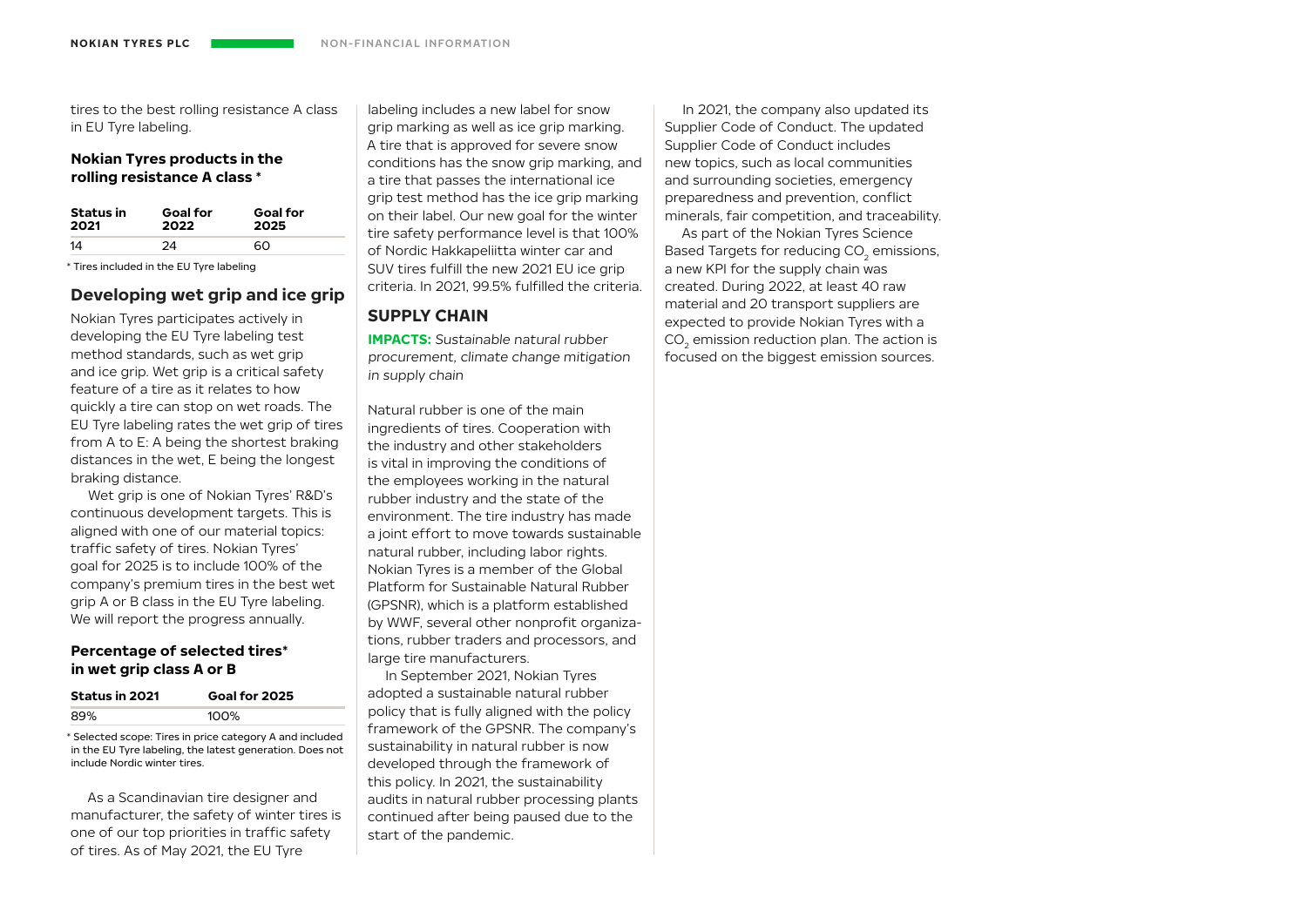tires to the best rolling resistance A class in EU Tyre labeling.

**Nokian Tyres products in the rolling resistance A class \***

| Status in 2021 | Goal for 2022 | Goal for 2025 |
|---|---|---|
| 14 | 24 | 60 |

\* Tires included in the EU Tyre labeling

## Developing wet grip and ice grip

Nokian Tyres participates actively in developing the EU Tyre labeling test method standards, such as wet grip and ice grip. Wet grip is a critical safety feature of a tire as it relates to how quickly a tire can stop on wet roads. The EU Tyre labeling rates the wet grip of tires from A to E: A being the shortest braking distances in the wet, E being the longest braking distance.

Wet grip is one of Nokian Tyres' R&D's continuous development targets. This is aligned with one of our material topics: traffic safety of tires. Nokian Tyres' goal for 2025 is to include 100% of the company's premium tires in the best wet grip A or B class in the EU Tyre labeling. We will report the progress annually.

**Percentage of selected tires\* in wet grip class A or B**

| Status in 2021 | Goal for 2025 |
|---|---|
| 89% | 100% |

\* Selected scope: Tires in price category A and included in the EU Tyre labeling, the latest generation. Does not include Nordic winter tires.

As a Scandinavian tire designer and manufacturer, the safety of winter tires is one of our top priorities in traffic safety of tires. As of May 2021, the EU Tyre labeling includes a new label for snow grip marking as well as ice grip marking. A tire that is approved for severe snow conditions has the snow grip marking, and a tire that passes the international ice grip test method has the ice grip marking on their label. Our new goal for the winter tire safety performance level is that 100% of Nordic Hakkapeliitta winter car and SUV tires fulfill the new 2021 EU ice grip criteria. In 2021, 99.5% fulfilled the criteria.

## SUPPLY CHAIN

**IMPACTS:** *Sustainable natural rubber procurement, climate change mitigation in supply chain*

Natural rubber is one of the main ingredients of tires. Cooperation with the industry and other stakeholders is vital in improving the conditions of the employees working in the natural rubber industry and the state of the environment. The tire industry has made a joint effort to move towards sustainable natural rubber, including labor rights. Nokian Tyres is a member of the Global Platform for Sustainable Natural Rubber (GPSNR), which is a platform established by WWF, several other nonprofit organizations, rubber traders and processors, and large tire manufacturers.

In September 2021, Nokian Tyres adopted a sustainable natural rubber policy that is fully aligned with the policy framework of the GPSNR. The company's sustainability in natural rubber is now developed through the framework of this policy. In 2021, the sustainability audits in natural rubber processing plants continued after being paused due to the start of the pandemic.

In 2021, the company also updated its Supplier Code of Conduct. The updated Supplier Code of Conduct includes new topics, such as local communities and surrounding societies, emergency preparedness and prevention, conflict minerals, fair competition, and traceability.

As part of the Nokian Tyres Science Based Targets for reducing $CO_2$ emissions, a new KPI for the supply chain was created. During 2022, at least 40 raw material and 20 transport suppliers are expected to provide Nokian Tyres with a $CO_2$ emission reduction plan. The action is focused on the biggest emission sources.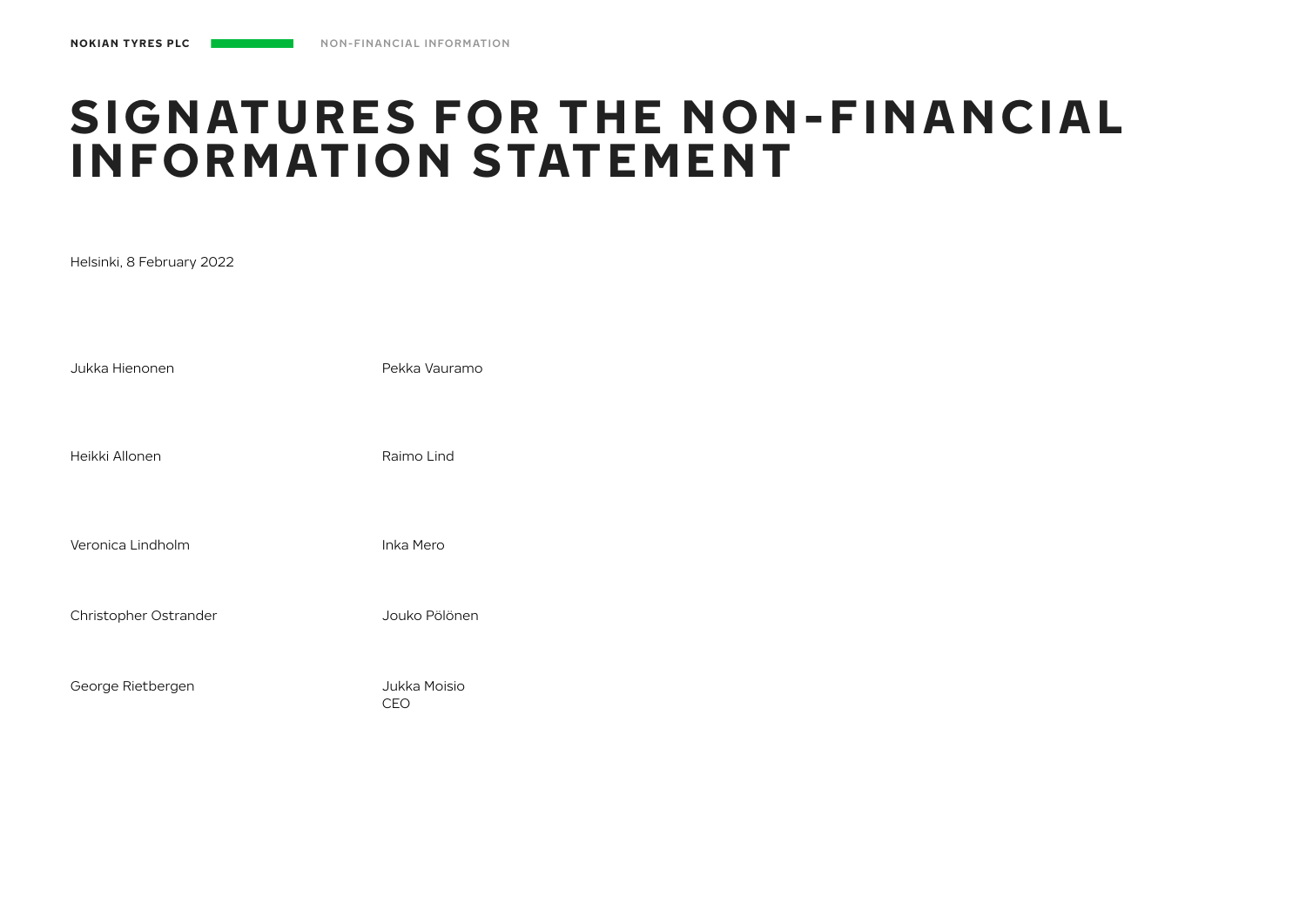# SIGNATURES FOR THE NON-FINANCIAL INFORMATION STATEMENT

Helsinki, 8 February 2022

Jukka Hienonen

Pekka Vauramo

Heikki Allonen

Raimo Lind

Veronica Lindholm

Inka Mero

Christopher Ostrander

Jouko Pölönen

George Rietbergen

Jukka Moisio  
CEO